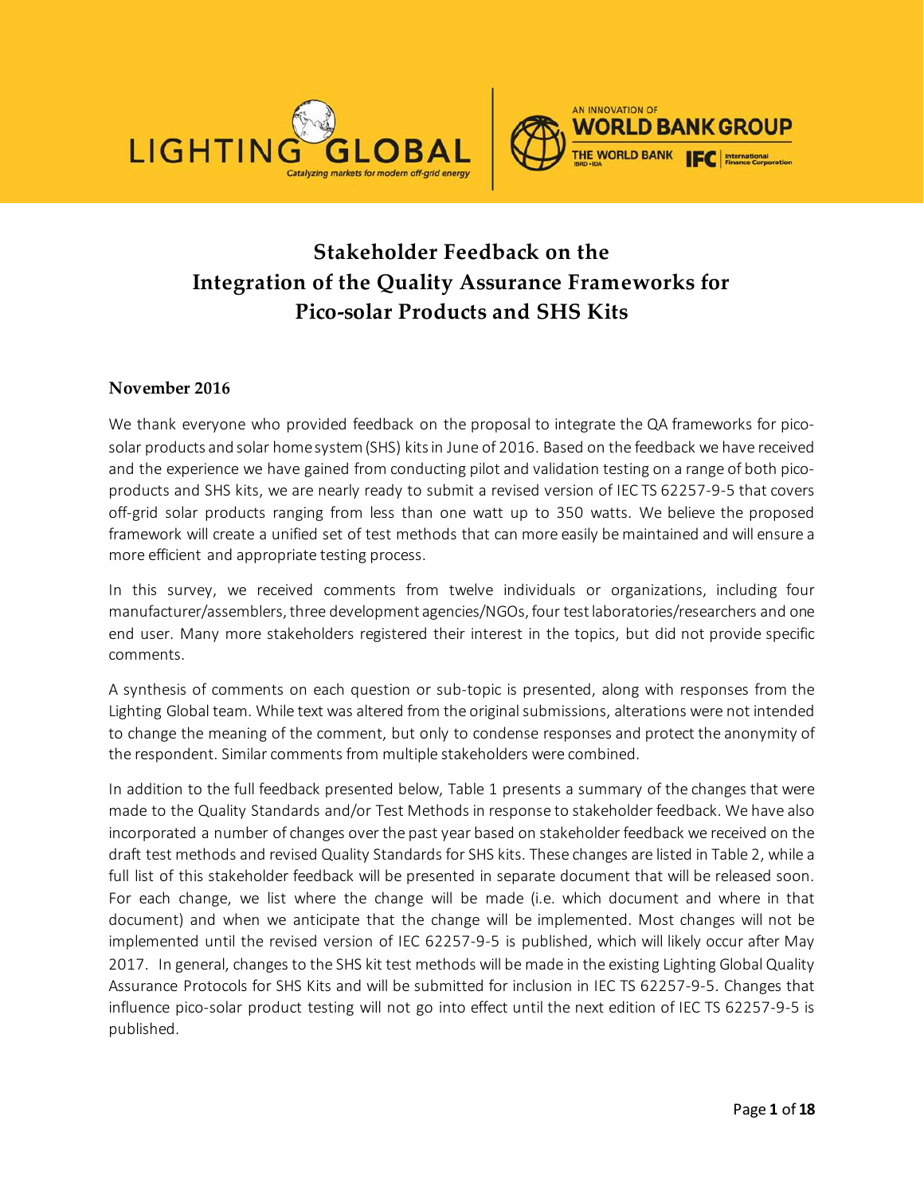# Stakeholder Feedback on the Integration of the Quality Assurance Frameworks for Pico-solar Products and SHS Kits

**November 2016**

We thank everyone who provided feedback on the proposal to integrate the QA frameworks for pico-solar products and solar home system (SHS) kits in June of 2016. Based on the feedback we have received and the experience we have gained from conducting pilot and validation testing on a range of both pico-products and SHS kits, we are nearly ready to submit a revised version of IEC TS 62257-9-5 that covers off-grid solar products ranging from less than one watt up to 350 watts. We believe the proposed framework will create a unified set of test methods that can more easily be maintained and will ensure a more efficient and appropriate testing process.

In this survey, we received comments from twelve individuals or organizations, including four manufacturer/assemblers, three development agencies/NGOs, four test laboratories/researchers and one end user. Many more stakeholders registered their interest in the topics, but did not provide specific comments.

A synthesis of comments on each question or sub-topic is presented, along with responses from the Lighting Global team. While text was altered from the original submissions, alterations were not intended to change the meaning of the comment, but only to condense responses and protect the anonymity of the respondent. Similar comments from multiple stakeholders were combined.

In addition to the full feedback presented below, Table 1 presents a summary of the changes that were made to the Quality Standards and/or Test Methods in response to stakeholder feedback. We have also incorporated a number of changes over the past year based on stakeholder feedback we received on the draft test methods and revised Quality Standards for SHS kits. These changes are listed in Table 2, while a full list of this stakeholder feedback will be presented in separate document that will be released soon. For each change, we list where the change will be made (i.e. which document and where in that document) and when we anticipate that the change will be implemented. Most changes will not be implemented until the revised version of IEC 62257-9-5 is published, which will likely occur after May 2017. In general, changes to the SHS kit test methods will be made in the existing Lighting Global Quality Assurance Protocols for SHS Kits and will be submitted for inclusion in IEC TS 62257-9-5. Changes that influence pico-solar product testing will not go into effect until the next edition of IEC TS 62257-9-5 is published.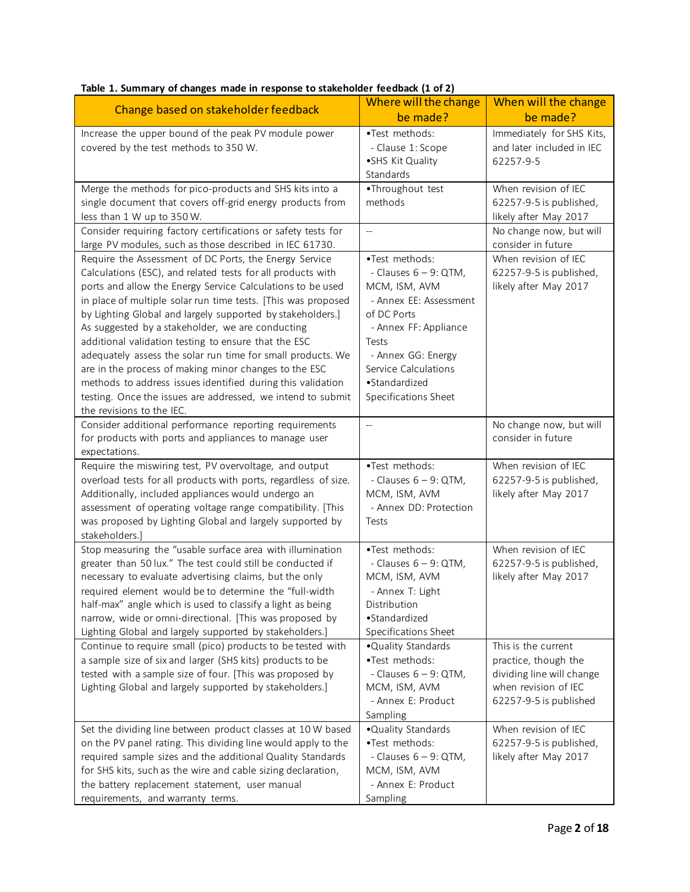**Table 1. Summary of changes made in response to stakeholder feedback (1 of 2)**

| Change based on stakeholder feedback | Where will the change be made? | When will the change be made? |
|---|---|---|
| Increase the upper bound of the peak PV module power covered by the test methods to 350 W. | •Test methods:<br>- Clause 1: Scope<br>•SHS Kit Quality Standards | Immediately for SHS Kits, and later included in IEC 62257-9-5 |
| Merge the methods for pico-products and SHS kits into a single document that covers off-grid energy products from less than 1 W up to 350 W. | •Throughout test methods | When revision of IEC 62257-9-5 is published, likely after May 2017 |
| Consider requiring factory certifications or safety tests for large PV modules, such as those described in IEC 61730. | -- | No change now, but will consider in future |
| Require the Assessment of DC Ports, the Energy Service Calculations (ESC), and related tests for all products with ports and allow the Energy Service Calculations to be used in place of multiple solar run time tests. [This was proposed by Lighting Global and largely supported by stakeholders.] As suggested by a stakeholder, we are conducting additional validation testing to ensure that the ESC adequately assess the solar run time for small products. We are in the process of making minor changes to the ESC methods to address issues identified during this validation testing. Once the issues are addressed, we intend to submit the revisions to the IEC. | •Test methods:<br>- Clauses 6 – 9: QTM, MCM, ISM, AVM<br>- Annex EE: Assessment of DC Ports<br>- Annex FF: Appliance Tests<br>- Annex GG: Energy Service Calculations<br>•Standardized Specifications Sheet | When revision of IEC 62257-9-5 is published, likely after May 2017 |
| Consider additional performance reporting requirements for products with ports and appliances to manage user expectations. | -- | No change now, but will consider in future |
| Require the miswiring test, PV overvoltage, and output overload tests for all products with ports, regardless of size. Additionally, included appliances would undergo an assessment of operating voltage range compatibility. [This was proposed by Lighting Global and largely supported by stakeholders.] | •Test methods:<br>- Clauses 6 – 9: QTM, MCM, ISM, AVM<br>- Annex DD: Protection Tests | When revision of IEC 62257-9-5 is published, likely after May 2017 |
| Stop measuring the "usable surface area with illumination greater than 50 lux." The test could still be conducted if necessary to evaluate advertising claims, but the only required element would be to determine the "full-width half-max" angle which is used to classify a light as being narrow, wide or omni-directional. [This was proposed by Lighting Global and largely supported by stakeholders.] | •Test methods:<br>- Clauses 6 – 9: QTM, MCM, ISM, AVM<br>- Annex T: Light Distribution<br>•Standardized Specifications Sheet | When revision of IEC 62257-9-5 is published, likely after May 2017 |
| Continue to require small (pico) products to be tested with a sample size of six and larger (SHS kits) products to be tested with a sample size of four. [This was proposed by Lighting Global and largely supported by stakeholders.] | •Quality Standards<br>•Test methods:<br>- Clauses 6 – 9: QTM, MCM, ISM, AVM<br>- Annex E: Product Sampling | This is the current practice, though the dividing line will change when revision of IEC 62257-9-5 is published |
| Set the dividing line between product classes at 10 W based on the PV panel rating. This dividing line would apply to the required sample sizes and the additional Quality Standards for SHS kits, such as the wire and cable sizing declaration, the battery replacement statement, user manual requirements, and warranty terms. | •Quality Standards<br>•Test methods:<br>- Clauses 6 – 9: QTM, MCM, ISM, AVM<br>- Annex E: Product Sampling | When revision of IEC 62257-9-5 is published, likely after May 2017 |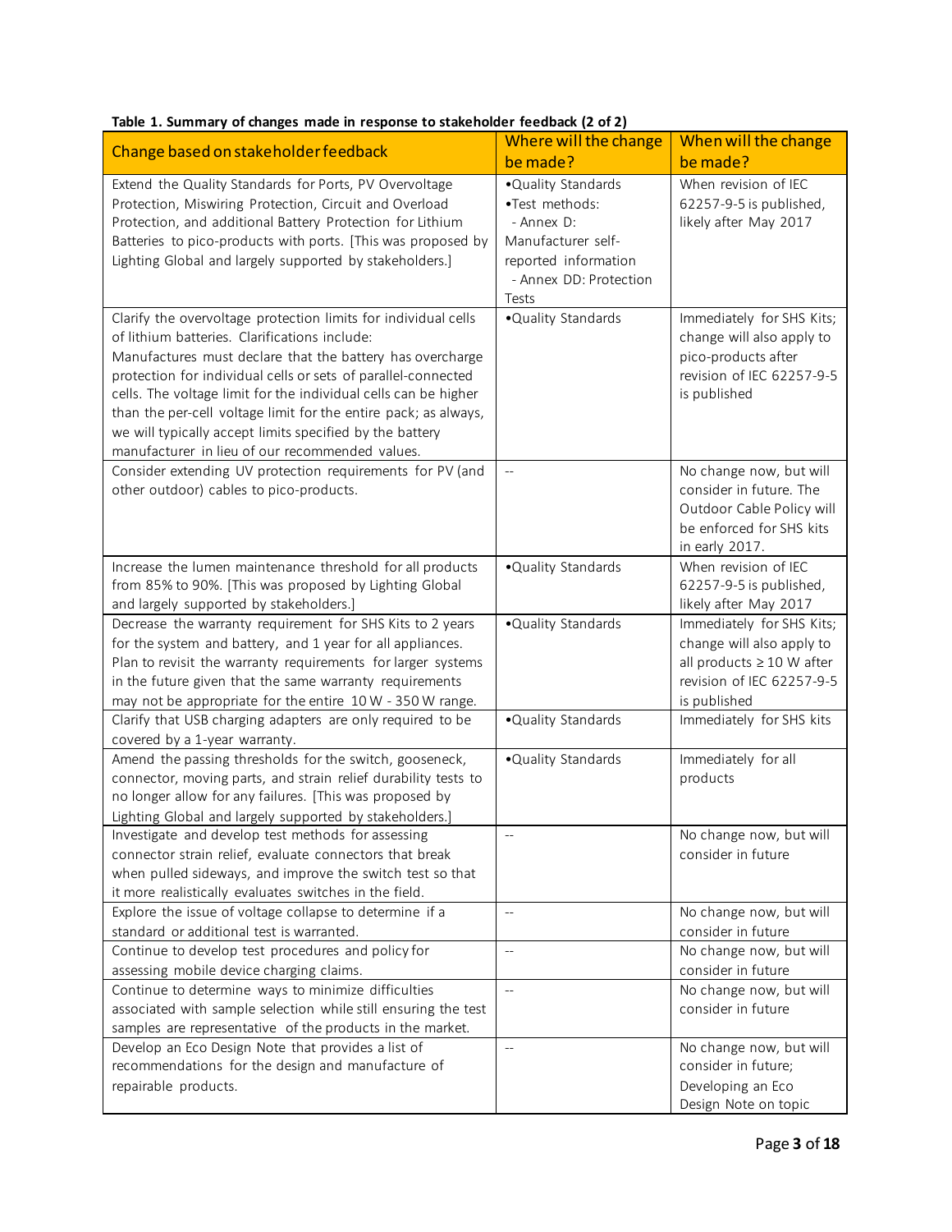**Table 1. Summary of changes made in response to stakeholder feedback (2 of 2)**

| Change based on stakeholder feedback | Where will the change be made? | When will the change be made? |
| --- | --- | --- |
| Extend the Quality Standards for Ports, PV Overvoltage Protection, Miswiring Protection, Circuit and Overload Protection, and additional Battery Protection for Lithium Batteries to pico-products with ports. [This was proposed by Lighting Global and largely supported by stakeholders.] | •Quality Standards<br>•Test methods:<br>- Annex D: Manufacturer self-reported information<br>- Annex DD: Protection Tests | When revision of IEC 62257-9-5 is published, likely after May 2017 |
| Clarify the overvoltage protection limits for individual cells of lithium batteries. Clarifications include:<br>Manufactures must declare that the battery has overcharge protection for individual cells or sets of parallel-connected cells. The voltage limit for the individual cells can be higher than the per-cell voltage limit for the entire pack; as always, we will typically accept limits specified by the battery manufacturer in lieu of our recommended values. | •Quality Standards | Immediately for SHS Kits; change will also apply to pico-products after revision of IEC 62257-9-5 is published |
| Consider extending UV protection requirements for PV (and other outdoor) cables to pico-products. | -- | No change now, but will consider in future. The Outdoor Cable Policy will be enforced for SHS kits in early 2017. |
| Increase the lumen maintenance threshold for all products from 85% to 90%. [This was proposed by Lighting Global and largely supported by stakeholders.] | •Quality Standards | When revision of IEC 62257-9-5 is published, likely after May 2017 |
| Decrease the warranty requirement for SHS Kits to 2 years for the system and battery, and 1 year for all appliances. Plan to revisit the warranty requirements for larger systems in the future given that the same warranty requirements may not be appropriate for the entire 10 W - 350 W range. | •Quality Standards | Immediately for SHS Kits; change will also apply to all products ≥ 10 W after revision of IEC 62257-9-5 is published |
| Clarify that USB charging adapters are only required to be covered by a 1-year warranty. | •Quality Standards | Immediately for SHS kits |
| Amend the passing thresholds for the switch, gooseneck, connector, moving parts, and strain relief durability tests to no longer allow for any failures. [This was proposed by Lighting Global and largely supported by stakeholders.] | •Quality Standards | Immediately for all products |
| Investigate and develop test methods for assessing connector strain relief, evaluate connectors that break when pulled sideways, and improve the switch test so that it more realistically evaluates switches in the field. | -- | No change now, but will consider in future |
| Explore the issue of voltage collapse to determine if a standard or additional test is warranted. | -- | No change now, but will consider in future |
| Continue to develop test procedures and policy for assessing mobile device charging claims. | -- | No change now, but will consider in future |
| Continue to determine ways to minimize difficulties associated with sample selection while still ensuring the test samples are representative of the products in the market. | -- | No change now, but will consider in future |
| Develop an Eco Design Note that provides a list of recommendations for the design and manufacture of repairable products. | -- | No change now, but will consider in future; Developing an Eco Design Note on topic |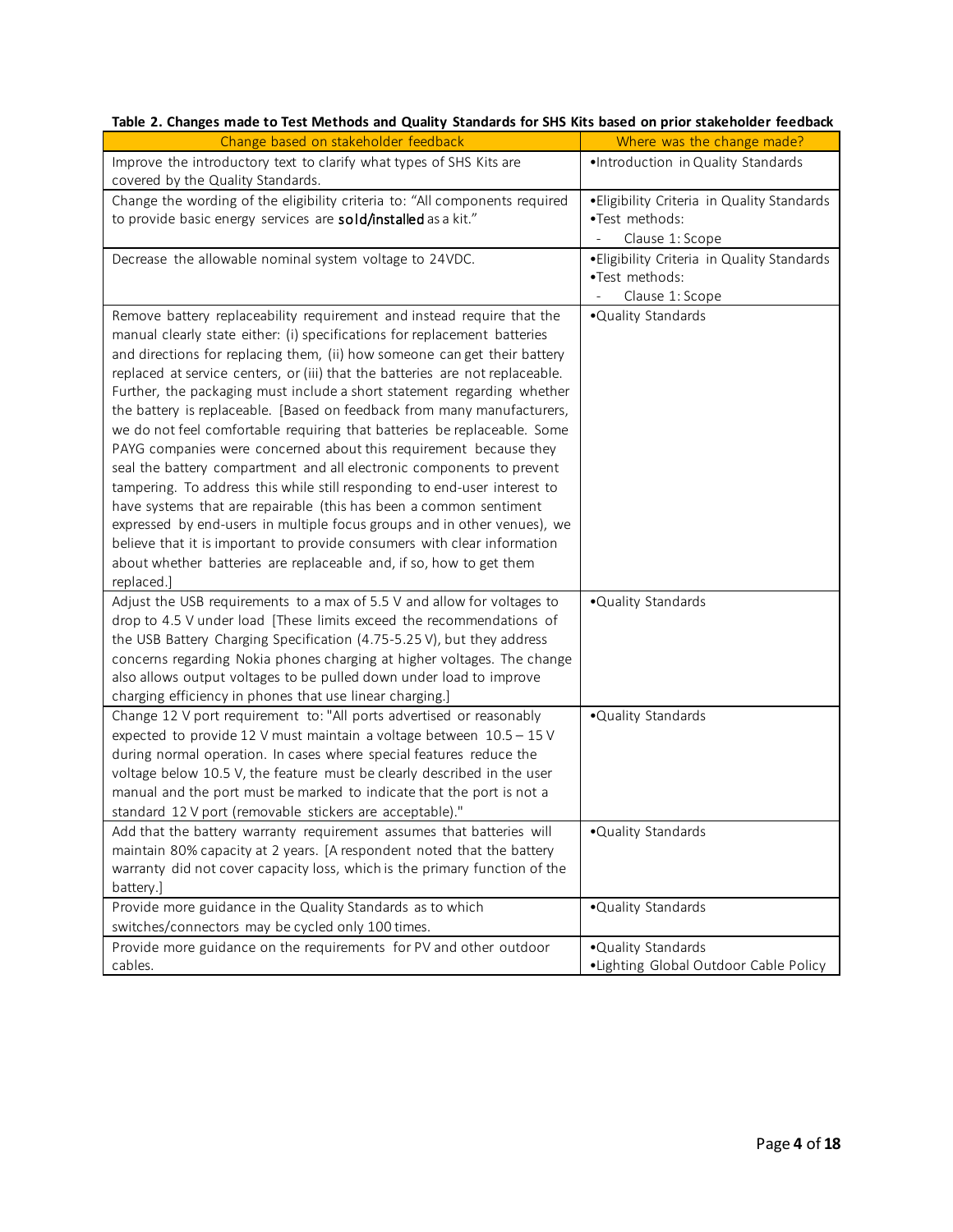**Table 2. Changes made to Test Methods and Quality Standards for SHS Kits based on prior stakeholder feedback**

| Change based on stakeholder feedback | Where was the change made? |
|---|---|
| Improve the introductory text to clarify what types of SHS Kits are covered by the Quality Standards. | •Introduction in Quality Standards |
| Change the wording of the eligibility criteria to: "All components required to provide basic energy services are **sold/installed** as a kit." | •Eligibility Criteria in Quality Standards<br>•Test methods:<br>- Clause 1: Scope |
| Decrease the allowable nominal system voltage to 24VDC. | •Eligibility Criteria in Quality Standards<br>•Test methods:<br>- Clause 1: Scope |
| Remove battery replaceability requirement and instead require that the manual clearly state either: (i) specifications for replacement batteries and directions for replacing them, (ii) how someone can get their battery replaced at service centers, or (iii) that the batteries are not replaceable. Further, the packaging must include a short statement regarding whether the battery is replaceable. [Based on feedback from many manufacturers, we do not feel comfortable requiring that batteries be replaceable. Some PAYG companies were concerned about this requirement because they seal the battery compartment and all electronic components to prevent tampering. To address this while still responding to end-user interest to have systems that are repairable (this has been a common sentiment expressed by end-users in multiple focus groups and in other venues), we believe that it is important to provide consumers with clear information about whether batteries are replaceable and, if so, how to get them replaced.] | •Quality Standards |
| Adjust the USB requirements to a max of 5.5 V and allow for voltages to drop to 4.5 V under load [These limits exceed the recommendations of the USB Battery Charging Specification (4.75-5.25 V), but they address concerns regarding Nokia phones charging at higher voltages. The change also allows output voltages to be pulled down under load to improve charging efficiency in phones that use linear charging.] | •Quality Standards |
| Change 12 V port requirement to: "All ports advertised or reasonably expected to provide 12 V must maintain a voltage between 10.5 – 15 V during normal operation. In cases where special features reduce the voltage below 10.5 V, the feature must be clearly described in the user manual and the port must be marked to indicate that the port is not a standard 12 V port (removable stickers are acceptable)." | •Quality Standards |
| Add that the battery warranty requirement assumes that batteries will maintain 80% capacity at 2 years. [A respondent noted that the battery warranty did not cover capacity loss, which is the primary function of the battery.] | •Quality Standards |
| Provide more guidance in the Quality Standards as to which switches/connectors may be cycled only 100 times. | •Quality Standards |
| Provide more guidance on the requirements for PV and other outdoor cables. | •Quality Standards<br>•Lighting Global Outdoor Cable Policy |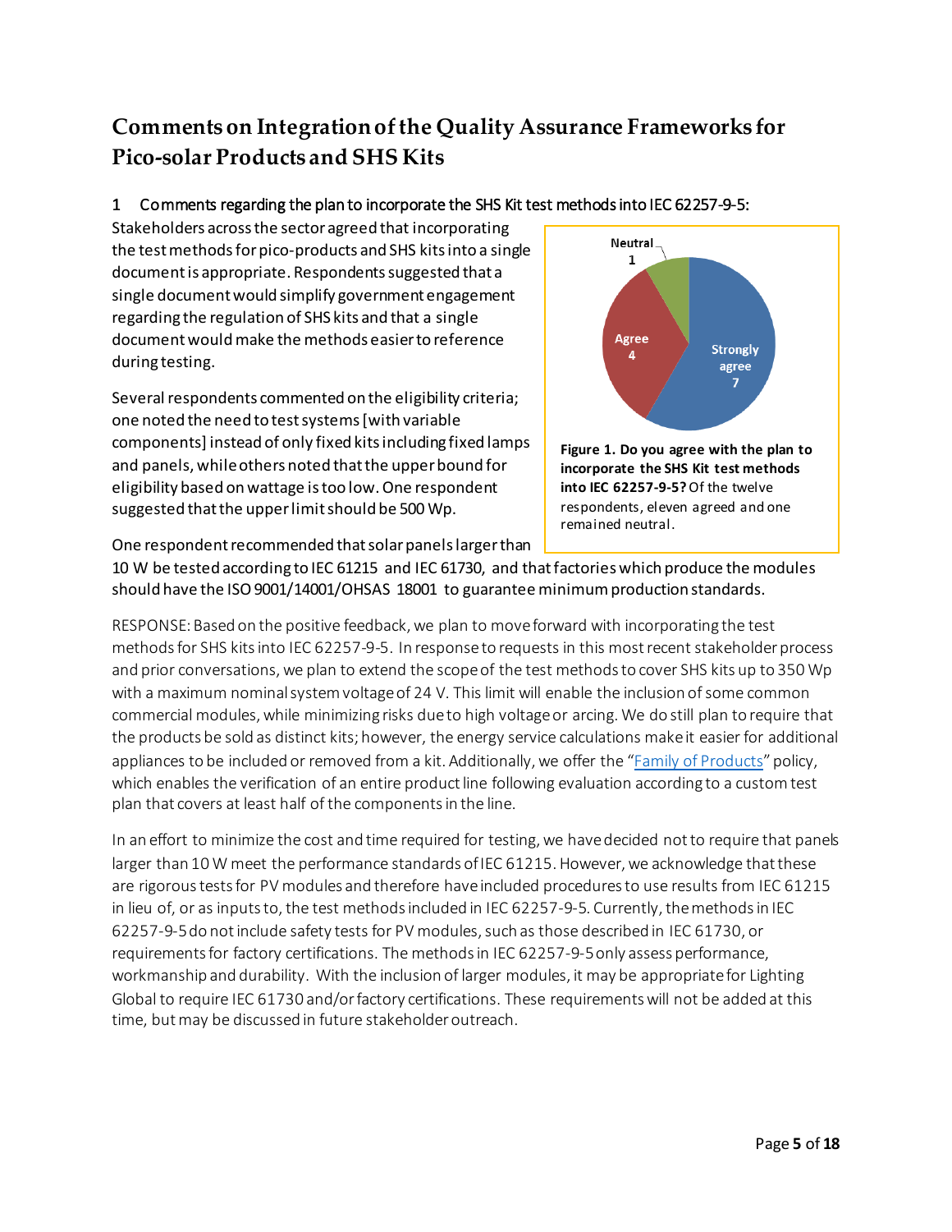# Comments on Integration of the Quality Assurance Frameworks for Pico-solar Products and SHS Kits

## 1 Comments regarding the plan to incorporate the SHS Kit test methods into IEC 62257-9-5:

Stakeholders across the sector agreed that incorporating the test methods for pico-products and SHS kits into a single document is appropriate. Respondents suggested that a single document would simplify government engagement regarding the regulation of SHS kits and that a single document would make the methods easier to reference during testing.

Several respondents commented on the eligibility criteria; one noted the need to test systems [with variable components] instead of only fixed kits including fixed lamps and panels, while others noted that the upper bound for eligibility based on wattage is too low. One respondent suggested that the upper limit should be 500 Wp.

Neutral
1
Agree
4
Strongly agree
7

**Figure 1. Do you agree with the plan to incorporate the SHS Kit test methods into IEC 62257-9-5?** Of the twelve respondents, eleven agreed and one remained neutral.

One respondent recommended that solar panels larger than 10 W be tested according to IEC 61215 and IEC 61730, and that factories which produce the modules should have the ISO 9001/14001/OHSAS 18001 to guarantee minimum production standards.

RESPONSE: Based on the positive feedback, we plan to move forward with incorporating the test methods for SHS kits into IEC 62257-9-5. In response to requests in this most recent stakeholder process and prior conversations, we plan to extend the scope of the test methods to cover SHS kits up to 350 Wp with a maximum nominal system voltage of 24 V. This limit will enable the inclusion of some common commercial modules, while minimizing risks due to high voltage or arcing. We do still plan to require that the products be sold as distinct kits; however, the energy service calculations make it easier for additional appliances to be included or removed from a kit. Additionally, we offer the "Family of Products" policy, which enables the verification of an entire product line following evaluation according to a custom test plan that covers at least half of the components in the line.

In an effort to minimize the cost and time required for testing, we have decided not to require that panels larger than 10 W meet the performance standards of IEC 61215. However, we acknowledge that these are rigorous tests for PV modules and therefore have included procedures to use results from IEC 61215 in lieu of, or as inputs to, the test methods included in IEC 62257-9-5. Currently, the methods in IEC 62257-9-5 do not include safety tests for PV modules, such as those described in IEC 61730, or requirements for factory certifications. The methods in IEC 62257-9-5 only assess performance, workmanship and durability. With the inclusion of larger modules, it may be appropriate for Lighting Global to require IEC 61730 and/or factory certifications. These requirements will not be added at this time, but may be discussed in future stakeholder outreach.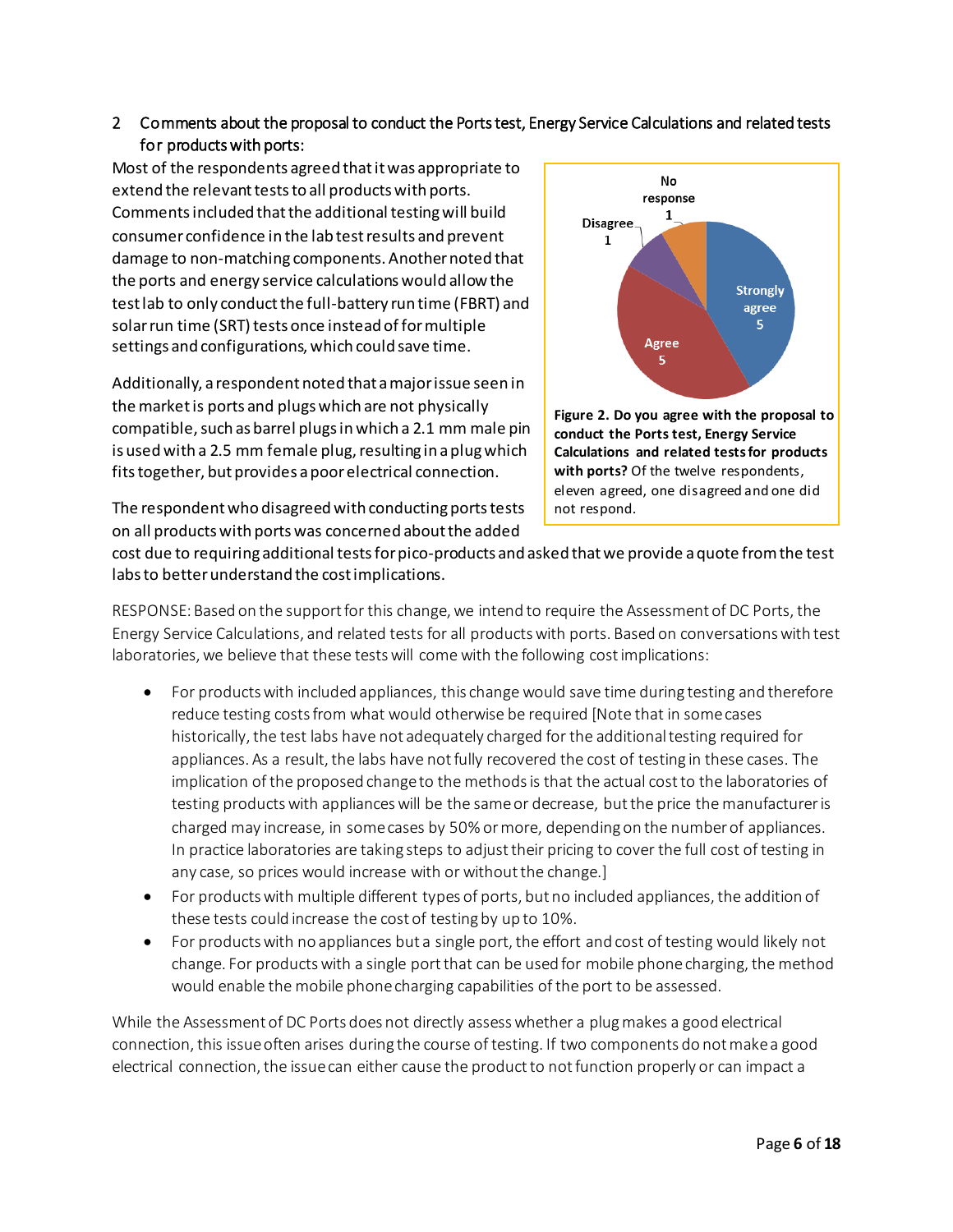## 2 Comments about the proposal to conduct the Ports test, Energy Service Calculations and related tests for products with ports:

Most of the respondents agreed that it was appropriate to extend the relevant tests to all products with ports. Comments included that the additional testing will build consumer confidence in the lab test results and prevent damage to non-matching components. Another noted that the ports and energy service calculations would allow the test lab to only conduct the full-battery run time (FBRT) and solar run time (SRT) tests once instead of for multiple settings and configurations, which could save time.

No response
1
Disagree
1
Strongly agree
5
Agree
5

**Figure 2. Do you agree with the proposal to conduct the Ports test, Energy Service Calculations and related tests for products with ports?** Of the twelve respondents, eleven agreed, one disagreed and one did not respond.

Additionally, a respondent noted that a major issue seen in the market is ports and plugs which are not physically compatible, such as barrel plugs in which a 2.1 mm male pin is used with a 2.5 mm female plug, resulting in a plug which fits together, but provides a poor electrical connection.

The respondent who disagreed with conducting ports tests on all products with ports was concerned about the added cost due to requiring additional tests for pico-products and asked that we provide a quote from the test labs to better understand the cost implications.

RESPONSE: Based on the support for this change, we intend to require the Assessment of DC Ports, the Energy Service Calculations, and related tests for all products with ports. Based on conversations with test laboratories, we believe that these tests will come with the following cost implications:

- For products with included appliances, this change would save time during testing and therefore reduce testing costs from what would otherwise be required [Note that in some cases historically, the test labs have not adequately charged for the additional testing required for appliances. As a result, the labs have not fully recovered the cost of testing in these cases. The implication of the proposed change to the methods is that the actual cost to the laboratories of testing products with appliances will be the same or decrease, but the price the manufacturer is charged may increase, in some cases by 50% or more, depending on the number of appliances. In practice laboratories are taking steps to adjust their pricing to cover the full cost of testing in any case, so prices would increase with or without the change.]
- For products with multiple different types of ports, but no included appliances, the addition of these tests could increase the cost of testing by up to 10%.
- For products with no appliances but a single port, the effort and cost of testing would likely not change. For products with a single port that can be used for mobile phone charging, the method would enable the mobile phone charging capabilities of the port to be assessed.

While the Assessment of DC Ports does not directly assess whether a plug makes a good electrical connection, this issue often arises during the course of testing. If two components do not make a good electrical connection, the issue can either cause the product to not function properly or can impact a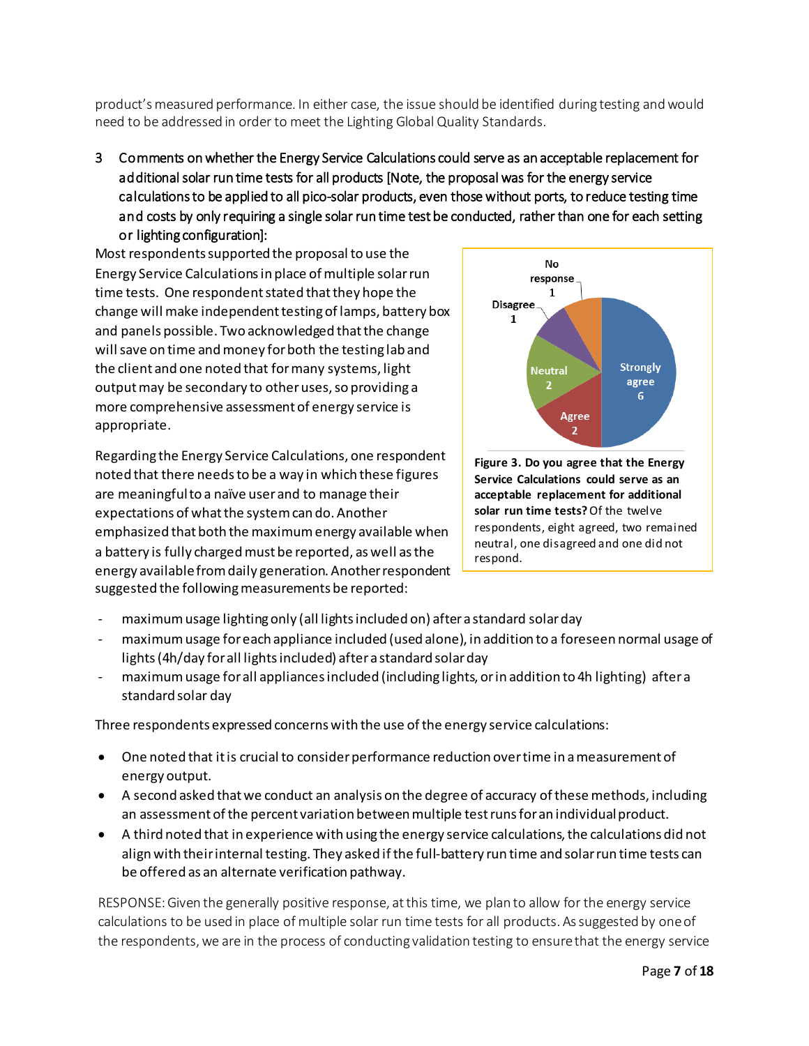product's measured performance. In either case, the issue should be identified during testing and would need to be addressed in order to meet the Lighting Global Quality Standards.

3 Comments on whether the Energy Service Calculations could serve as an acceptable replacement for additional solar run time tests for all products [Note, the proposal was for the energy service calculations to be applied to all pico-solar products, even those without ports, to reduce testing time and costs by only requiring a single solar run time test be conducted, rather than one for each setting or lighting configuration]:

Most respondents supported the proposal to use the Energy Service Calculations in place of multiple solar run time tests. One respondent stated that they hope the change will make independent testing of lamps, battery box and panels possible. Two acknowledged that the change will save on time and money for both the testing lab and the client and one noted that for many systems, light output may be secondary to other uses, so providing a more comprehensive assessment of energy service is appropriate.

No response
1
Disagree
1
Neutral
2
Agree
2
Strongly agree
6

**Figure 3. Do you agree that the Energy Service Calculations could serve as an acceptable replacement for additional solar run time tests?** Of the twelve respondents, eight agreed, two remained neutral, one disagreed and one did not respond.

Regarding the Energy Service Calculations, one respondent noted that there needs to be a way in which these figures are meaningful to a naïve user and to manage their expectations of what the system can do. Another emphasized that both the maximum energy available when a battery is fully charged must be reported, as well as the energy available from daily generation. Another respondent suggested the following measurements be reported:

- maximum usage lighting only (all lights included on) after a standard solar day
- maximum usage for each appliance included (used alone), in addition to a foreseen normal usage of lights (4h/day for all lights included) after a standard solar day
- maximum usage for all appliances included (including lights, or in addition to 4h lighting) after a standard solar day

Three respondents expressed concerns with the use of the energy service calculations:

- One noted that it is crucial to consider performance reduction over time in a measurement of energy output.
- A second asked that we conduct an analysis on the degree of accuracy of these methods, including an assessment of the percent variation between multiple test runs for an individual product.
- A third noted that in experience with using the energy service calculations, the calculations did not align with their internal testing. They asked if the full-battery run time and solar run time tests can be offered as an alternate verification pathway.

RESPONSE: Given the generally positive response, at this time, we plan to allow for the energy service calculations to be used in place of multiple solar run time tests for all products. As suggested by one of the respondents, we are in the process of conducting validation testing to ensure that the energy service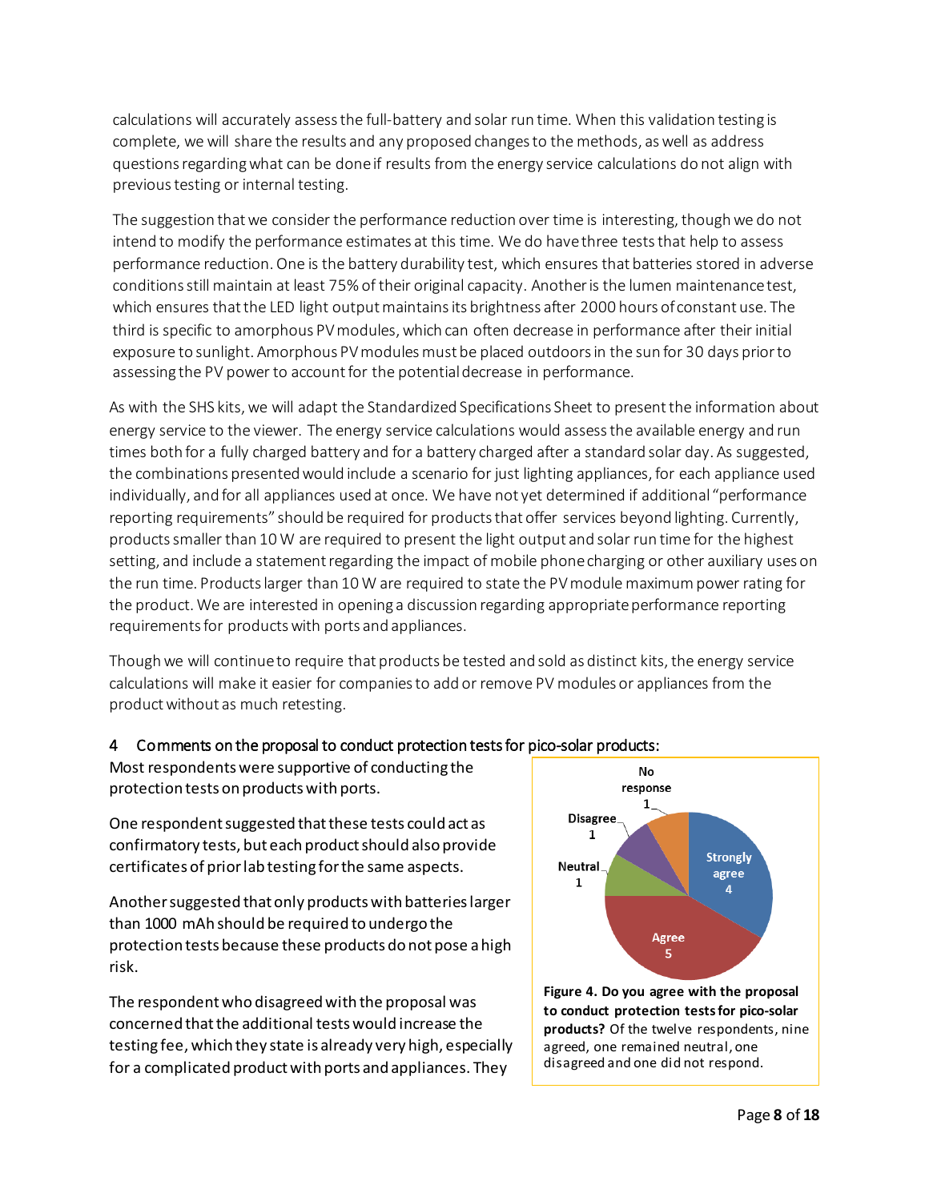calculations will accurately assess the full-battery and solar run time. When this validation testing is complete, we will share the results and any proposed changes to the methods, as well as address questions regarding what can be done if results from the energy service calculations do not align with previous testing or internal testing.

The suggestion that we consider the performance reduction over time is interesting, though we do not intend to modify the performance estimates at this time. We do have three tests that help to assess performance reduction. One is the battery durability test, which ensures that batteries stored in adverse conditions still maintain at least 75% of their original capacity. Another is the lumen maintenance test, which ensures that the LED light output maintains its brightness after 2000 hours of constant use. The third is specific to amorphous PV modules, which can often decrease in performance after their initial exposure to sunlight. Amorphous PV modules must be placed outdoors in the sun for 30 days prior to assessing the PV power to account for the potential decrease in performance.

As with the SHS kits, we will adapt the Standardized Specifications Sheet to present the information about energy service to the viewer. The energy service calculations would assess the available energy and run times both for a fully charged battery and for a battery charged after a standard solar day. As suggested, the combinations presented would include a scenario for just lighting appliances, for each appliance used individually, and for all appliances used at once. We have not yet determined if additional "performance reporting requirements" should be required for products that offer services beyond lighting. Currently, products smaller than 10 W are required to present the light output and solar run time for the highest setting, and include a statement regarding the impact of mobile phone charging or other auxiliary uses on the run time. Products larger than 10 W are required to state the PV module maximum power rating for the product. We are interested in opening a discussion regarding appropriate performance reporting requirements for products with ports and appliances.

Though we will continue to require that products be tested and sold as distinct kits, the energy service calculations will make it easier for companies to add or remove PV modules or appliances from the product without as much retesting.

## 4 Comments on the proposal to conduct protection tests for pico-solar products:

Most respondents were supportive of conducting the protection tests on products with ports.

One respondent suggested that these tests could act as confirmatory tests, but each product should also provide certificates of prior lab testing for the same aspects.

Another suggested that only products with batteries larger than 1000 mAh should be required to undergo the protection tests because these products do not pose a high risk.

The respondent who disagreed with the proposal was concerned that the additional tests would increase the testing fee, which they state is already very high, especially for a complicated product with ports and appliances. They

No response 1

Disagree 1

Neutral 1

Strongly agree 4

Agree 5

**Figure 4. Do you agree with the proposal to conduct protection tests for pico-solar products?** Of the twelve respondents, nine agreed, one remained neutral, one disagreed and one did not respond.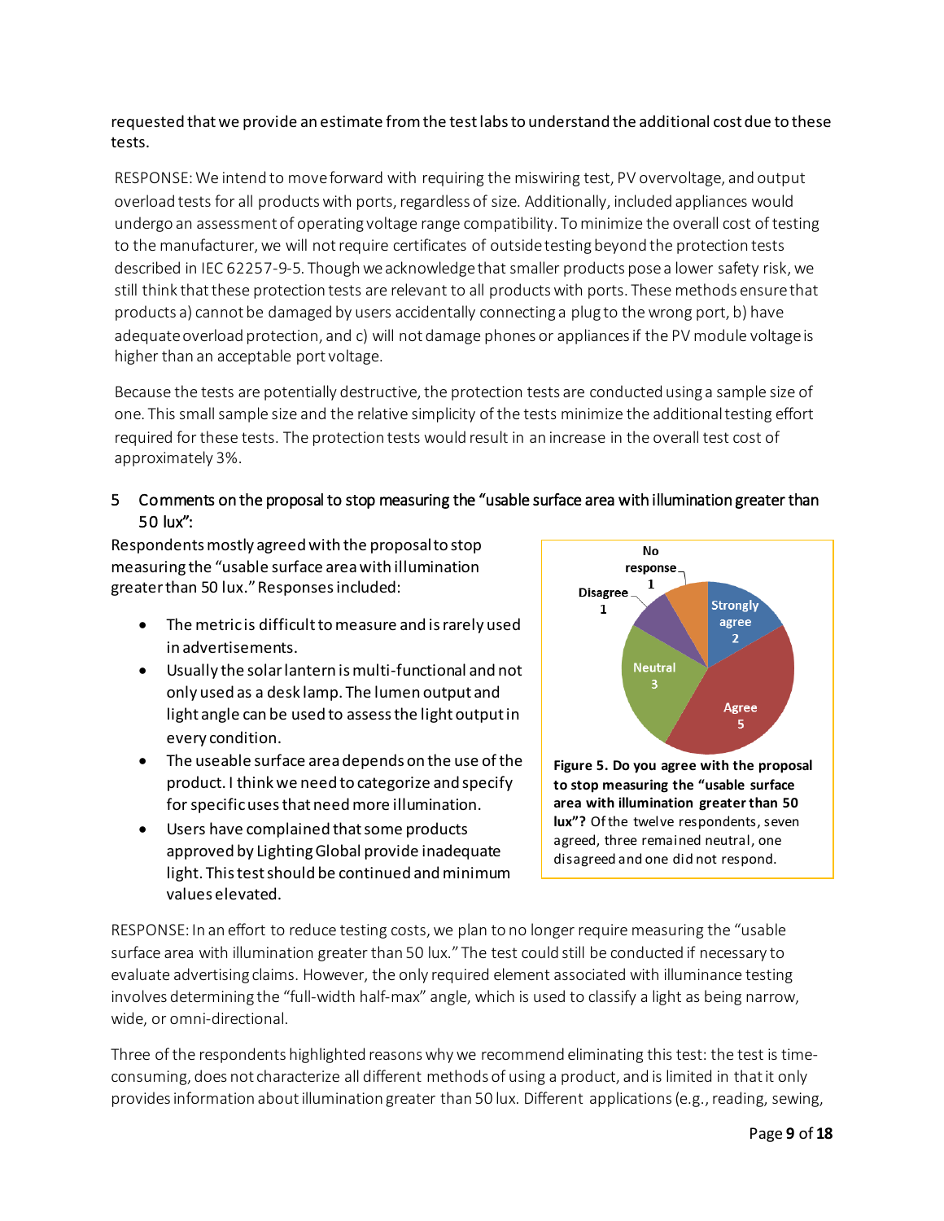requested that we provide an estimate from the test labs to understand the additional cost due to these tests.

RESPONSE: We intend to move forward with requiring the miswiring test, PV overvoltage, and output overload tests for all products with ports, regardless of size. Additionally, included appliances would undergo an assessment of operating voltage range compatibility. To minimize the overall cost of testing to the manufacturer, we will not require certificates of outside testing beyond the protection tests described in IEC 62257-9-5. Though we acknowledge that smaller products pose a lower safety risk, we still think that these protection tests are relevant to all products with ports. These methods ensure that products a) cannot be damaged by users accidentally connecting a plug to the wrong port, b) have adequate overload protection, and c) will not damage phones or appliances if the PV module voltage is higher than an acceptable port voltage.

Because the tests are potentially destructive, the protection tests are conducted using a sample size of one. This small sample size and the relative simplicity of the tests minimize the additional testing effort required for these tests. The protection tests would result in an increase in the overall test cost of approximately 3%.

## 5 Comments on the proposal to stop measuring the "usable surface area with illumination greater than 50 lux":

Respondents mostly agreed with the proposal to stop measuring the "usable surface area with illumination greater than 50 lux." Responses included:

- The metric is difficult to measure and is rarely used in advertisements.
- Usually the solar lantern is multi-functional and not only used as a desk lamp. The lumen output and light angle can be used to assess the light output in every condition.
- The useable surface area depends on the use of the product. I think we need to categorize and specify for specific uses that need more illumination.
- Users have complained that some products approved by Lighting Global provide inadequate light. This test should be continued and minimum values elevated.

No response 1

Disagree 1

Strongly agree 2

Neutral 3

Agree 5

**Figure 5. Do you agree with the proposal to stop measuring the "usable surface area with illumination greater than 50 lux"?** Of the twelve respondents, seven agreed, three remained neutral, one disagreed and one did not respond.

RESPONSE: In an effort to reduce testing costs, we plan to no longer require measuring the "usable surface area with illumination greater than 50 lux." The test could still be conducted if necessary to evaluate advertising claims. However, the only required element associated with illuminance testing involves determining the "full-width half-max" angle, which is used to classify a light as being narrow, wide, or omni-directional.

Three of the respondents highlighted reasons why we recommend eliminating this test: the test is time-consuming, does not characterize all different methods of using a product, and is limited in that it only provides information about illumination greater than 50 lux. Different applications (e.g., reading, sewing,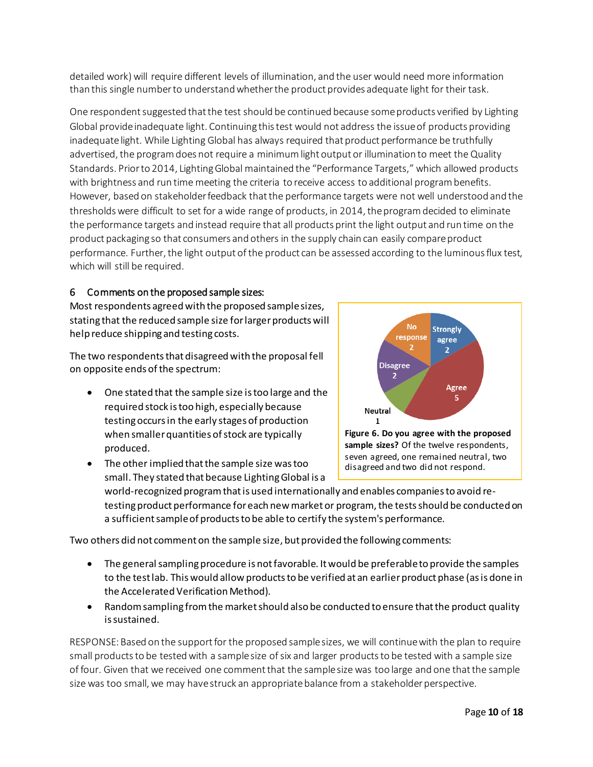detailed work) will require different levels of illumination, and the user would need more information than this single number to understand whether the product provides adequate light for their task.

One respondent suggested that the test should be continued because some products verified by Lighting Global provide inadequate light. Continuing this test would not address the issue of products providing inadequate light. While Lighting Global has always required that product performance be truthfully advertised, the program does not require a minimum light output or illumination to meet the Quality Standards. Prior to 2014, Lighting Global maintained the "Performance Targets," which allowed products with brightness and run time meeting the criteria to receive access to additional program benefits. However, based on stakeholder feedback that the performance targets were not well understood and the thresholds were difficult to set for a wide range of products, in 2014, the program decided to eliminate the performance targets and instead require that all products print the light output and run time on the product packaging so that consumers and others in the supply chain can easily compare product performance. Further, the light output of the product can be assessed according to the luminous flux test, which will still be required.

## 6 Comments on the proposed sample sizes:

Most respondents agreed with the proposed sample sizes, stating that the reduced sample size for larger products will help reduce shipping and testing costs.

The two respondents that disagreed with the proposal fell on opposite ends of the spectrum:

- One stated that the sample size is too large and the required stock is too high, especially because testing occurs in the early stages of production when smaller quantities of stock are typically produced.
- The other implied that the sample size was too small. They stated that because Lighting Global is a world-recognized program that is used internationally and enables companies to avoid re-testing product performance for each new market or program, the tests should be conducted on a sufficient sample of products to be able to certify the system's performance.

No response
2
Strongly agree
2
Disagree
2
Agree
5
Neutral
1

**Figure 6. Do you agree with the proposed sample sizes?** Of the twelve respondents, seven agreed, one remained neutral, two disagreed and two did not respond.

Two others did not comment on the sample size, but provided the following comments:

- The general sampling procedure is not favorable. It would be preferable to provide the samples to the test lab. This would allow products to be verified at an earlier product phase (as is done in the Accelerated Verification Method).
- Random sampling from the market should also be conducted to ensure that the product quality is sustained.

RESPONSE: Based on the support for the proposed sample sizes, we will continue with the plan to require small products to be tested with a sample size of six and larger products to be tested with a sample size of four. Given that we received one comment that the sample size was too large and one that the sample size was too small, we may have struck an appropriate balance from a stakeholder perspective.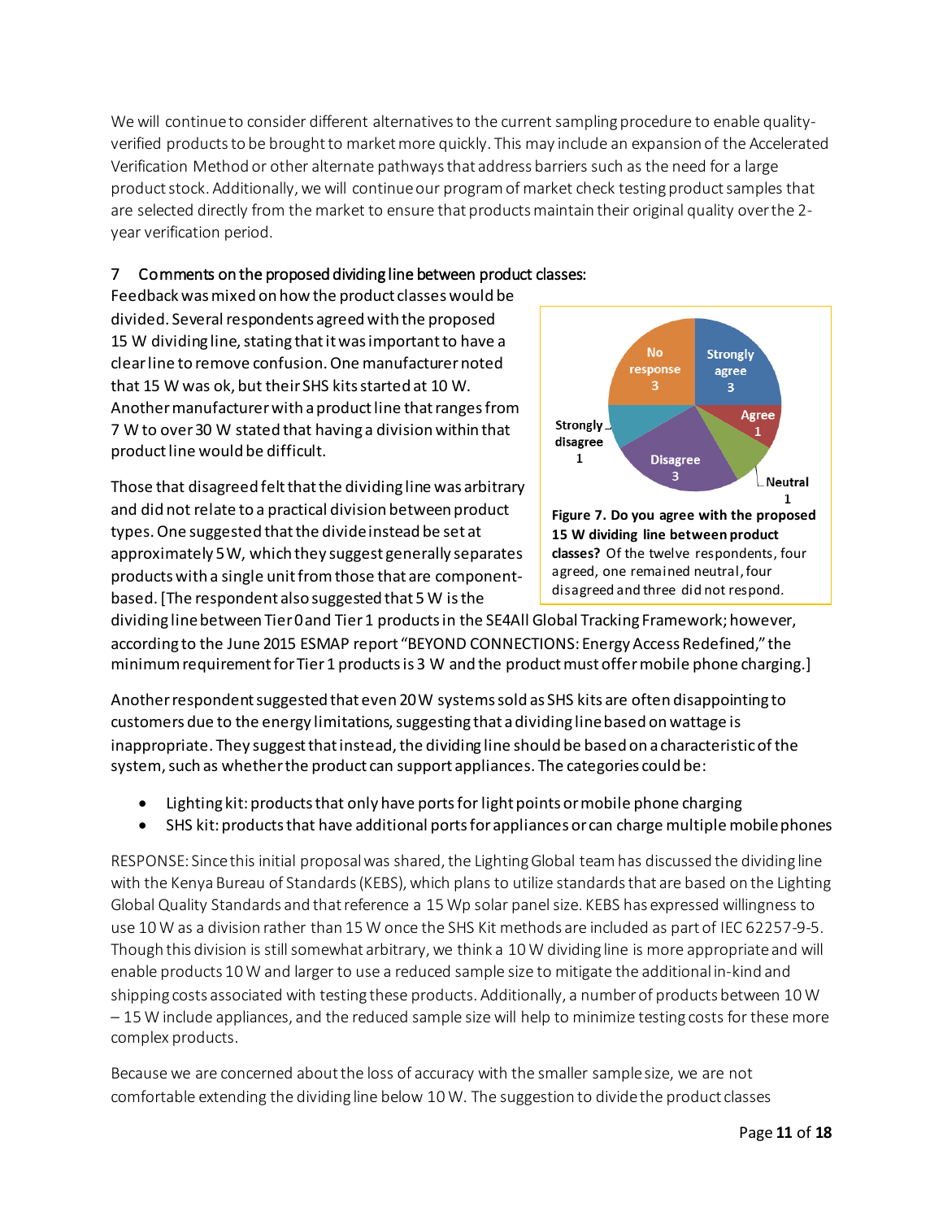We will continue to consider different alternatives to the current sampling procedure to enable quality-verified products to be brought to market more quickly. This may include an expansion of the Accelerated Verification Method or other alternate pathways that address barriers such as the need for a large product stock. Additionally, we will continue our program of market check testing product samples that are selected directly from the market to ensure that products maintain their original quality over the 2-year verification period.

## 7 Comments on the proposed dividing line between product classes:

Feedback was mixed on how the product classes would be divided. Several respondents agreed with the proposed 15 W dividing line, stating that it was important to have a clear line to remove confusion. One manufacturer noted that 15 W was ok, but their SHS kits started at 10 W. Another manufacturer with a product line that ranges from 7 W to over 30 W stated that having a division within that product line would be difficult.

No response 3
Strongly agree 3
Agree 1
Neutral 1
Disagree 3
Strongly disagree 1

**Figure 7. Do you agree with the proposed 15 W dividing line between product classes?** Of the twelve respondents, four agreed, one remained neutral, four disagreed and three did not respond.

Those that disagreed felt that the dividing line was arbitrary and did not relate to a practical division between product types. One suggested that the divide instead be set at approximately 5 W, which they suggest generally separates products with a single unit from those that are component-based. [The respondent also suggested that 5 W is the dividing line between Tier 0 and Tier 1 products in the SE4All Global Tracking Framework; however, according to the June 2015 ESMAP report "BEYOND CONNECTIONS: Energy Access Redefined," the minimum requirement for Tier 1 products is 3 W and the product must offer mobile phone charging.]

Another respondent suggested that even 20 W systems sold as SHS kits are often disappointing to customers due to the energy limitations, suggesting that a dividing line based on wattage is inappropriate. They suggest that instead, the dividing line should be based on a characteristic of the system, such as whether the product can support appliances. The categories could be:

- Lighting kit: products that only have ports for light points or mobile phone charging
- SHS kit: products that have additional ports for appliances or can charge multiple mobile phones

RESPONSE: Since this initial proposal was shared, the Lighting Global team has discussed the dividing line with the Kenya Bureau of Standards (KEBS), which plans to utilize standards that are based on the Lighting Global Quality Standards and that reference a 15 Wp solar panel size. KEBS has expressed willingness to use 10 W as a division rather than 15 W once the SHS Kit methods are included as part of IEC 62257-9-5. Though this division is still somewhat arbitrary, we think a 10 W dividing line is more appropriate and will enable products 10 W and larger to use a reduced sample size to mitigate the additional in-kind and shipping costs associated with testing these products. Additionally, a number of products between 10 W – 15 W include appliances, and the reduced sample size will help to minimize testing costs for these more complex products.

Because we are concerned about the loss of accuracy with the smaller sample size, we are not comfortable extending the dividing line below 10 W. The suggestion to divide the product classes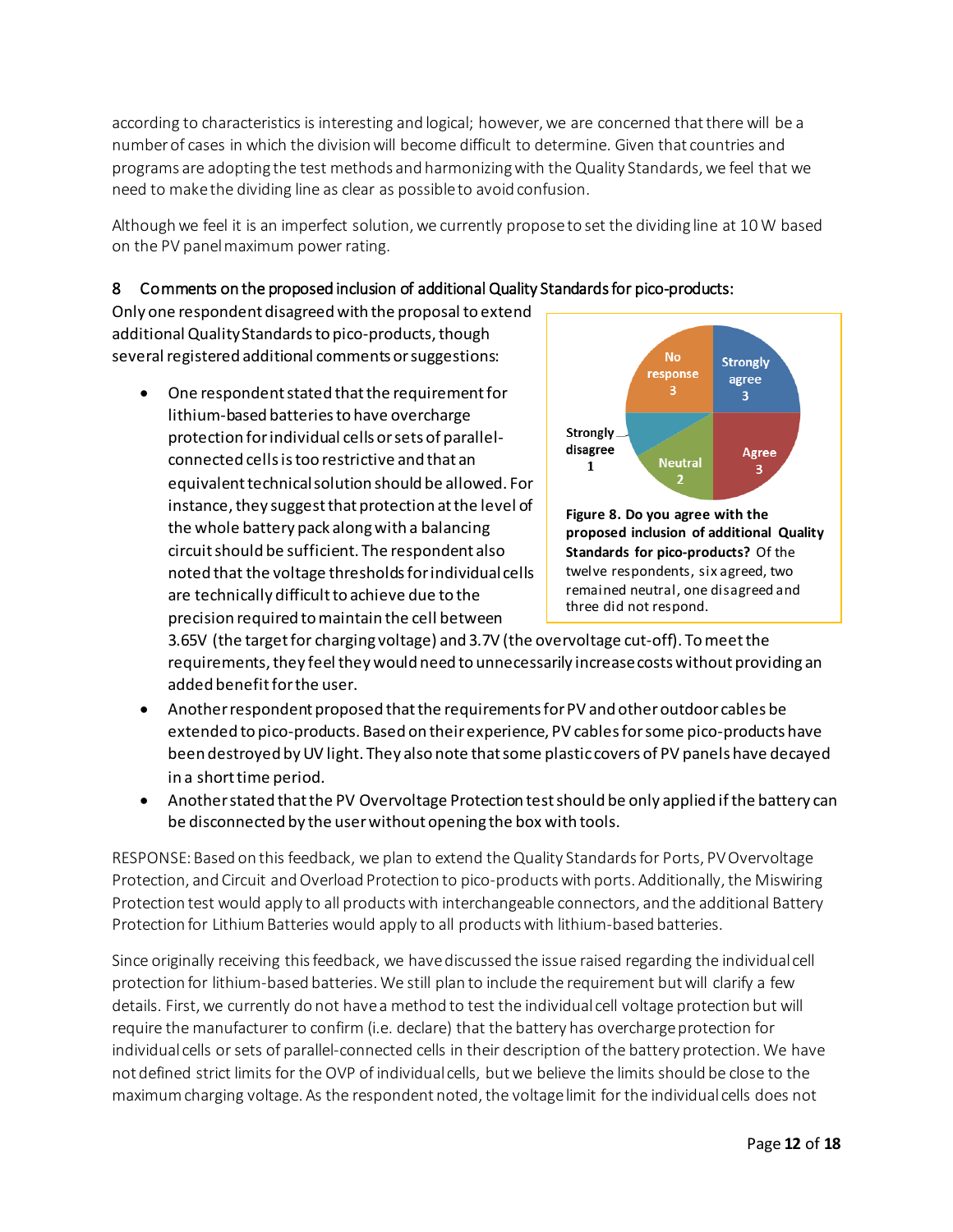according to characteristics is interesting and logical; however, we are concerned that there will be a number of cases in which the division will become difficult to determine. Given that countries and programs are adopting the test methods and harmonizing with the Quality Standards, we feel that we need to make the dividing line as clear as possible to avoid confusion.

Although we feel it is an imperfect solution, we currently propose to set the dividing line at 10 W based on the PV panel maximum power rating.

## 8 Comments on the proposed inclusion of additional Quality Standards for pico-products:

Only one respondent disagreed with the proposal to extend additional Quality Standards to pico-products, though several registered additional comments or suggestions:

No response
3
Strongly agree
3
Agree
3
Neutral
2
Strongly disagree
1

**Figure 8. Do you agree with the proposed inclusion of additional Quality Standards for pico-products?** Of the twelve respondents, six agreed, two remained neutral, one disagreed and three did not respond.

- One respondent stated that the requirement for lithium-based batteries to have overcharge protection for individual cells or sets of parallel-connected cells is too restrictive and that an equivalent technical solution should be allowed. For instance, they suggest that protection at the level of the whole battery pack along with a balancing circuit should be sufficient. The respondent also noted that the voltage thresholds for individual cells are technically difficult to achieve due to the precision required to maintain the cell between 3.65V (the target for charging voltage) and 3.7V (the overvoltage cut-off). To meet the requirements, they feel they would need to unnecessarily increase costs without providing an added benefit for the user.
- Another respondent proposed that the requirements for PV and other outdoor cables be extended to pico-products. Based on their experience, PV cables for some pico-products have been destroyed by UV light. They also note that some plastic covers of PV panels have decayed in a short time period.
- Another stated that the PV Overvoltage Protection test should be only applied if the battery can be disconnected by the user without opening the box with tools.

RESPONSE: Based on this feedback, we plan to extend the Quality Standards for Ports, PV Overvoltage Protection, and Circuit and Overload Protection to pico-products with ports. Additionally, the Miswiring Protection test would apply to all products with interchangeable connectors, and the additional Battery Protection for Lithium Batteries would apply to all products with lithium-based batteries.

Since originally receiving this feedback, we have discussed the issue raised regarding the individual cell protection for lithium-based batteries. We still plan to include the requirement but will clarify a few details. First, we currently do not have a method to test the individual cell voltage protection but will require the manufacturer to confirm (i.e. declare) that the battery has overcharge protection for individual cells or sets of parallel-connected cells in their description of the battery protection. We have not defined strict limits for the OVP of individual cells, but we believe the limits should be close to the maximum charging voltage. As the respondent noted, the voltage limit for the individual cells does not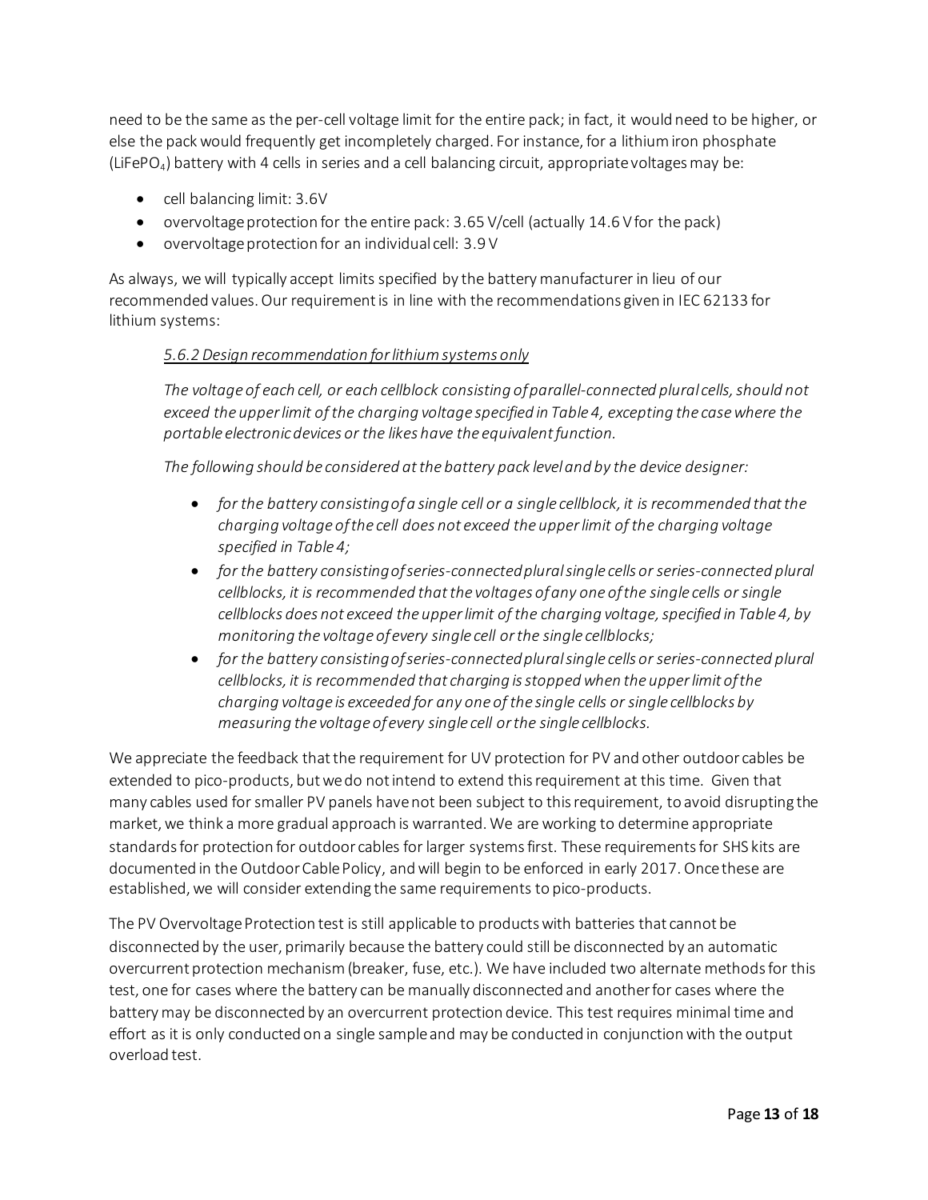need to be the same as the per-cell voltage limit for the entire pack; in fact, it would need to be higher, or else the pack would frequently get incompletely charged. For instance, for a lithium iron phosphate ($LiFePO_4$) battery with 4 cells in series and a cell balancing circuit, appropriate voltages may be:

- cell balancing limit: 3.6V
- overvoltage protection for the entire pack: 3.65 V/cell (actually 14.6 V for the pack)
- overvoltage protection for an individual cell: 3.9 V

As always, we will typically accept limits specified by the battery manufacturer in lieu of our recommended values. Our requirement is in line with the recommendations given in IEC 62133 for lithium systems:

> *5.6.2 Design recommendation for lithium systems only*
>
> *The voltage of each cell, or each cellblock consisting of parallel-connected plural cells, should not exceed the upper limit of the charging voltage specified in Table 4, excepting the case where the portable electronic devices or the likes have the equivalent function.*
>
> *The following should be considered at the battery pack level and by the device designer:*
>
> - *for the battery consisting of a single cell or a single cellblock, it is recommended that the charging voltage of the cell does not exceed the upper limit of the charging voltage specified in Table 4;*
> - *for the battery consisting of series-connected plural single cells or series-connected plural cellblocks, it is recommended that the voltages of any one of the single cells or single cellblocks does not exceed the upper limit of the charging voltage, specified in Table 4, by monitoring the voltage of every single cell or the single cellblocks;*
> - *for the battery consisting of series-connected plural single cells or series-connected plural cellblocks, it is recommended that charging is stopped when the upper limit of the charging voltage is exceeded for any one of the single cells or single cellblocks by measuring the voltage of every single cell or the single cellblocks.*

We appreciate the feedback that the requirement for UV protection for PV and other outdoor cables be extended to pico-products, but we do not intend to extend this requirement at this time. Given that many cables used for smaller PV panels have not been subject to this requirement, to avoid disrupting the market, we think a more gradual approach is warranted. We are working to determine appropriate standards for protection for outdoor cables for larger systems first. These requirements for SHS kits are documented in the Outdoor Cable Policy, and will begin to be enforced in early 2017. Once these are established, we will consider extending the same requirements to pico-products.

The PV Overvoltage Protection test is still applicable to products with batteries that cannot be disconnected by the user, primarily because the battery could still be disconnected by an automatic overcurrent protection mechanism (breaker, fuse, etc.). We have included two alternate methods for this test, one for cases where the battery can be manually disconnected and another for cases where the battery may be disconnected by an overcurrent protection device. This test requires minimal time and effort as it is only conducted on a single sample and may be conducted in conjunction with the output overload test.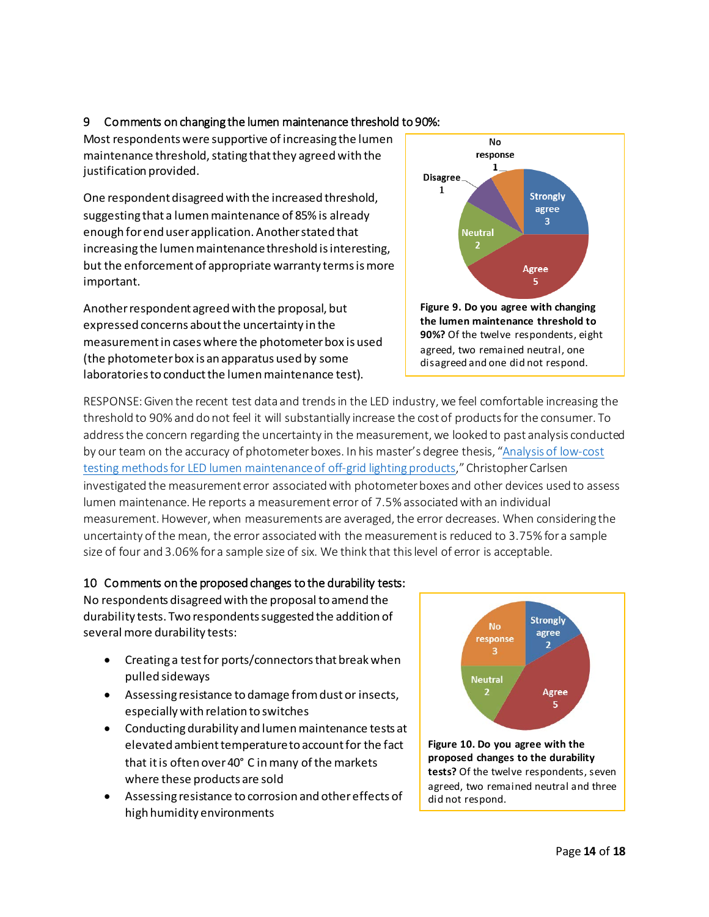## 9 Comments on changing the lumen maintenance threshold to 90%:

Most respondents were supportive of increasing the lumen maintenance threshold, stating that they agreed with the justification provided.

One respondent disagreed with the increased threshold, suggesting that a lumen maintenance of 85% is already enough for end user application. Another stated that increasing the lumen maintenance threshold is interesting, but the enforcement of appropriate warranty terms is more important.

Another respondent agreed with the proposal, but expressed concerns about the uncertainty in the measurement in cases where the photometer box is used (the photometer box is an apparatus used by some laboratories to conduct the lumen maintenance test).

No response
1
Disagree
1
Strongly agree
3
Neutral
2
Agree
5

**Figure 9. Do you agree with changing the lumen maintenance threshold to 90%?** Of the twelve respondents, eight agreed, two remained neutral, one disagreed and one did not respond.

RESPONSE: Given the recent test data and trends in the LED industry, we feel comfortable increasing the threshold to 90% and do not feel it will substantially increase the cost of products for the consumer. To address the concern regarding the uncertainty in the measurement, we looked to past analysis conducted by our team on the accuracy of photometer boxes. In his master's degree thesis, "Analysis of low-cost testing methods for LED lumen maintenance of off-grid lighting products," Christopher Carlsen investigated the measurement error associated with photometer boxes and other devices used to assess lumen maintenance. He reports a measurement error of 7.5% associated with an individual measurement. However, when measurements are averaged, the error decreases. When considering the uncertainty of the mean, the error associated with the measurement is reduced to 3.75% for a sample size of four and 3.06% for a sample size of six. We think that this level of error is acceptable.

## 10 Comments on the proposed changes to the durability tests:

No respondents disagreed with the proposal to amend the durability tests. Two respondents suggested the addition of several more durability tests:

- Creating a test for ports/connectors that break when pulled sideways
- Assessing resistance to damage from dust or insects, especially with relation to switches
- Conducting durability and lumen maintenance tests at elevated ambient temperature to account for the fact that it is often over 40° C in many of the markets where these products are sold
- Assessing resistance to corrosion and other effects of high humidity environments

No response
3
Strongly agree
2
Neutral
2
Agree
5

**Figure 10. Do you agree with the proposed changes to the durability tests?** Of the twelve respondents, seven agreed, two remained neutral and three did not respond.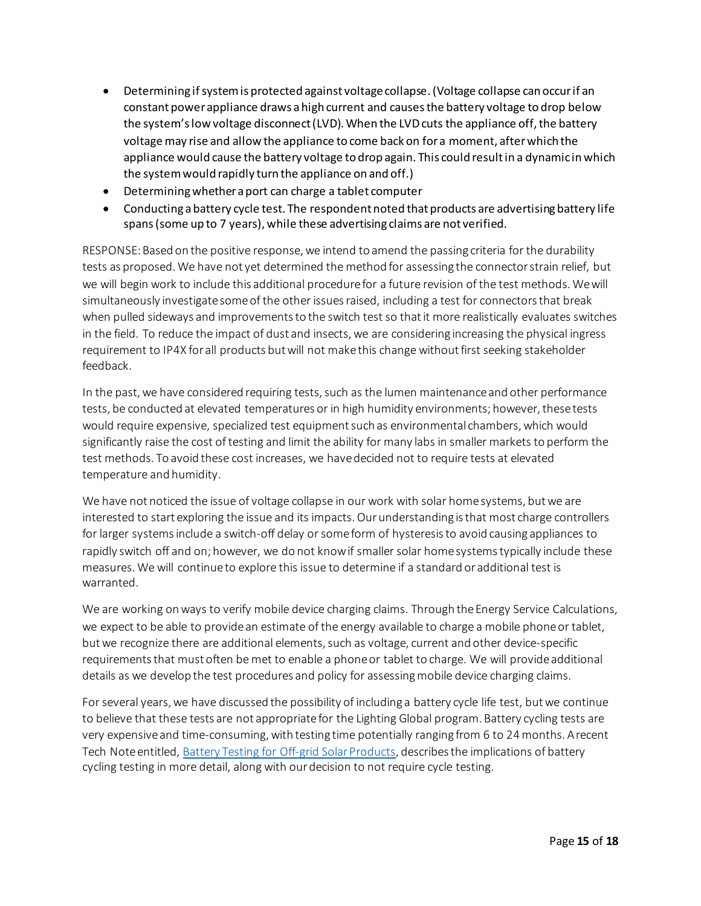- Determining if system is protected against voltage collapse. (Voltage collapse can occur if an constant power appliance draws a high current and causes the battery voltage to drop below the system's low voltage disconnect (LVD). When the LVD cuts the appliance off, the battery voltage may rise and allow the appliance to come back on for a moment, after which the appliance would cause the battery voltage to drop again. This could result in a dynamic in which the system would rapidly turn the appliance on and off.)
- Determining whether a port can charge a tablet computer
- Conducting a battery cycle test. The respondent noted that products are advertising battery life spans (some up to 7 years), while these advertising claims are not verified.

RESPONSE: Based on the positive response, we intend to amend the passing criteria for the durability tests as proposed. We have not yet determined the method for assessing the connector strain relief, but we will begin work to include this additional procedure for a future revision of the test methods. We will simultaneously investigate some of the other issues raised, including a test for connectors that break when pulled sideways and improvements to the switch test so that it more realistically evaluates switches in the field. To reduce the impact of dust and insects, we are considering increasing the physical ingress requirement to IP4X for all products but will not make this change without first seeking stakeholder feedback.

In the past, we have considered requiring tests, such as the lumen maintenance and other performance tests, be conducted at elevated temperatures or in high humidity environments; however, these tests would require expensive, specialized test equipment such as environmental chambers, which would significantly raise the cost of testing and limit the ability for many labs in smaller markets to perform the test methods. To avoid these cost increases, we have decided not to require tests at elevated temperature and humidity.

We have not noticed the issue of voltage collapse in our work with solar home systems, but we are interested to start exploring the issue and its impacts. Our understanding is that most charge controllers for larger systems include a switch-off delay or some form of hysteresis to avoid causing appliances to rapidly switch off and on; however, we do not know if smaller solar home systems typically include these measures. We will continue to explore this issue to determine if a standard or additional test is warranted.

We are working on ways to verify mobile device charging claims. Through the Energy Service Calculations, we expect to be able to provide an estimate of the energy available to charge a mobile phone or tablet, but we recognize there are additional elements, such as voltage, current and other device-specific requirements that must often be met to enable a phone or tablet to charge. We will provide additional details as we develop the test procedures and policy for assessing mobile device charging claims.

For several years, we have discussed the possibility of including a battery cycle life test, but we continue to believe that these tests are not appropriate for the Lighting Global program. Battery cycling tests are very expensive and time-consuming, with testing time potentially ranging from 6 to 24 months. A recent Tech Note entitled, Battery Testing for Off-grid Solar Products, describes the implications of battery cycling testing in more detail, along with our decision to not require cycle testing.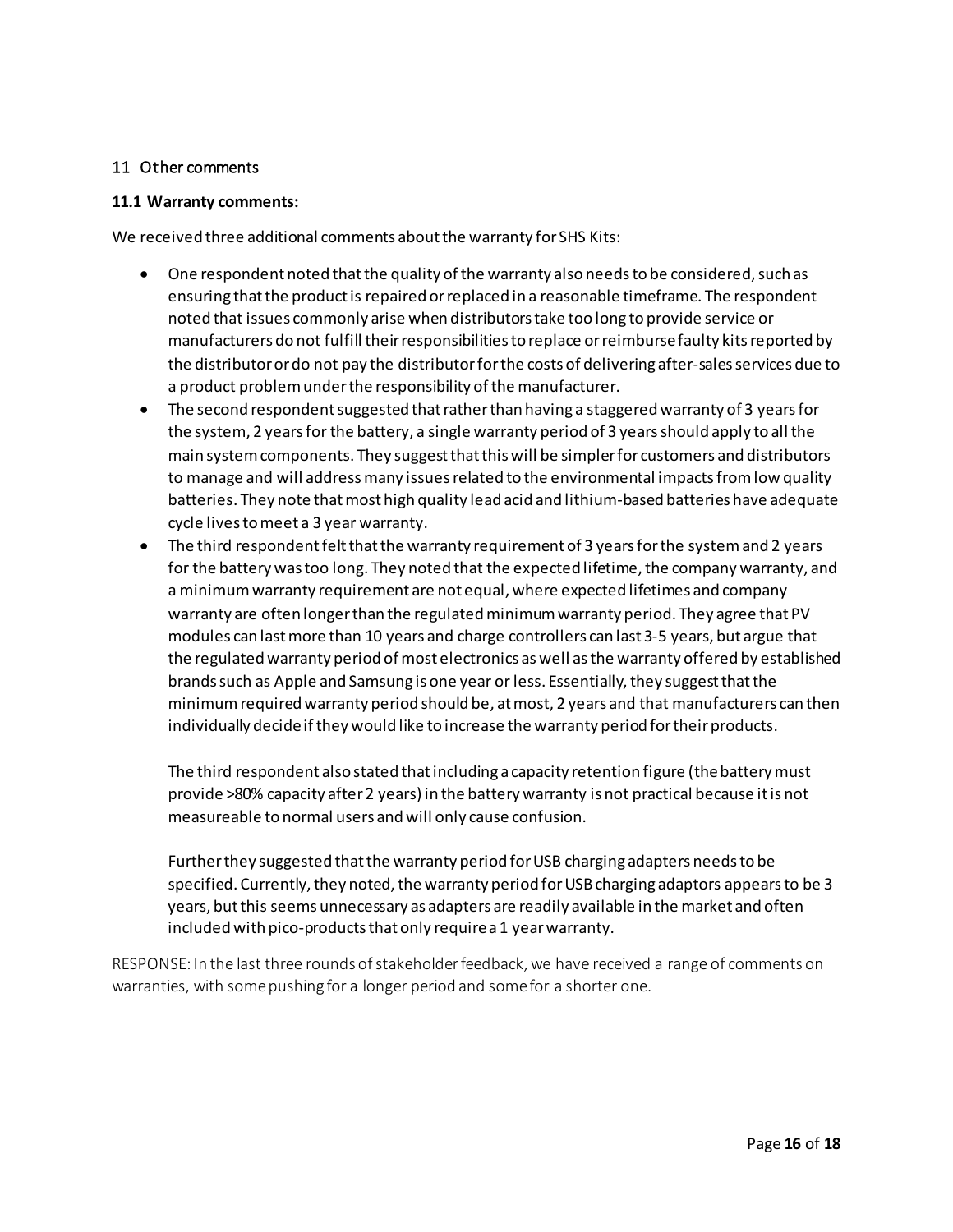## 11 Other comments

### 11.1 Warranty comments:

We received three additional comments about the warranty for SHS Kits:

- One respondent noted that the quality of the warranty also needs to be considered, such as ensuring that the product is repaired or replaced in a reasonable timeframe. The respondent noted that issues commonly arise when distributors take too long to provide service or manufacturers do not fulfill their responsibilities to replace or reimburse faulty kits reported by the distributor or do not pay the distributor for the costs of delivering after-sales services due to a product problem under the responsibility of the manufacturer.
- The second respondent suggested that rather than having a staggered warranty of 3 years for the system, 2 years for the battery, a single warranty period of 3 years should apply to all the main system components. They suggest that this will be simpler for customers and distributors to manage and will address many issues related to the environmental impacts from low quality batteries. They note that most high quality lead acid and lithium-based batteries have adequate cycle lives to meet a 3 year warranty.
- The third respondent felt that the warranty requirement of 3 years for the system and 2 years for the battery was too long. They noted that the expected lifetime, the company warranty, and a minimum warranty requirement are not equal, where expected lifetimes and company warranty are often longer than the regulated minimum warranty period. They agree that PV modules can last more than 10 years and charge controllers can last 3-5 years, but argue that the regulated warranty period of most electronics as well as the warranty offered by established brands such as Apple and Samsung is one year or less. Essentially, they suggest that the minimum required warranty period should be, at most, 2 years and that manufacturers can then individually decide if they would like to increase the warranty period for their products.

  The third respondent also stated that including a capacity retention figure (the battery must provide >80% capacity after 2 years) in the battery warranty is not practical because it is not measureable to normal users and will only cause confusion.

  Further they suggested that the warranty period for USB charging adapters needs to be specified. Currently, they noted, the warranty period for USB charging adaptors appears to be 3 years, but this seems unnecessary as adapters are readily available in the market and often included with pico-products that only require a 1 year warranty.

RESPONSE: In the last three rounds of stakeholder feedback, we have received a range of comments on warranties, with some pushing for a longer period and some for a shorter one.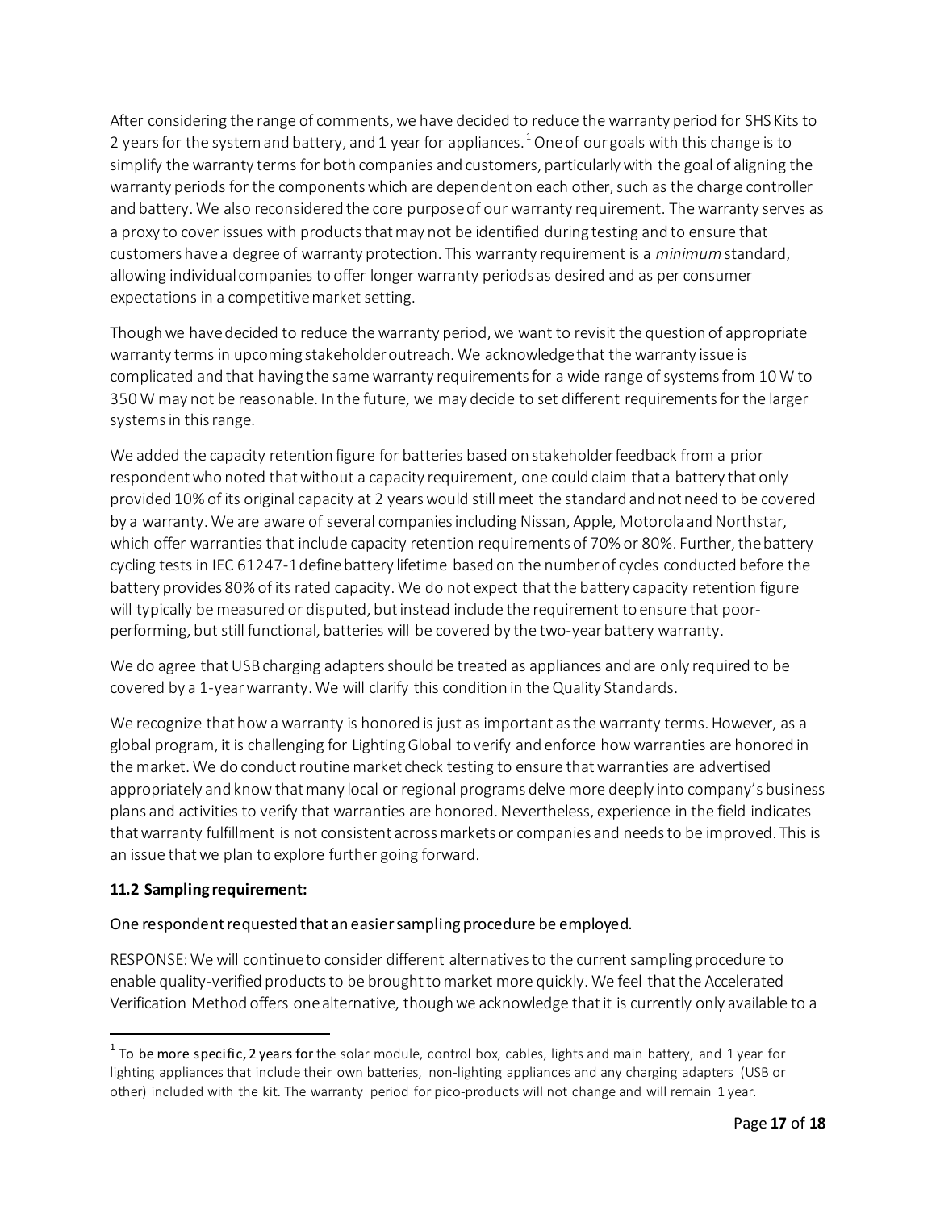After considering the range of comments, we have decided to reduce the warranty period for SHS Kits to 2 years for the system and battery, and 1 year for appliances.[1] One of our goals with this change is to simplify the warranty terms for both companies and customers, particularly with the goal of aligning the warranty periods for the components which are dependent on each other, such as the charge controller and battery. We also reconsidered the core purpose of our warranty requirement. The warranty serves as a proxy to cover issues with products that may not be identified during testing and to ensure that customers have a degree of warranty protection. This warranty requirement is a *minimum* standard, allowing individual companies to offer longer warranty periods as desired and as per consumer expectations in a competitive market setting.

Though we have decided to reduce the warranty period, we want to revisit the question of appropriate warranty terms in upcoming stakeholder outreach. We acknowledge that the warranty issue is complicated and that having the same warranty requirements for a wide range of systems from 10 W to 350 W may not be reasonable. In the future, we may decide to set different requirements for the larger systems in this range.

We added the capacity retention figure for batteries based on stakeholder feedback from a prior respondent who noted that without a capacity requirement, one could claim that a battery that only provided 10% of its original capacity at 2 years would still meet the standard and not need to be covered by a warranty. We are aware of several companies including Nissan, Apple, Motorola and Northstar, which offer warranties that include capacity retention requirements of 70% or 80%. Further, the battery cycling tests in IEC 61247-1 define battery lifetime based on the number of cycles conducted before the battery provides 80% of its rated capacity. We do not expect that the battery capacity retention figure will typically be measured or disputed, but instead include the requirement to ensure that poor-performing, but still functional, batteries will be covered by the two-year battery warranty.

We do agree that USB charging adapters should be treated as appliances and are only required to be covered by a 1-year warranty. We will clarify this condition in the Quality Standards.

We recognize that how a warranty is honored is just as important as the warranty terms. However, as a global program, it is challenging for Lighting Global to verify and enforce how warranties are honored in the market. We do conduct routine market check testing to ensure that warranties are advertised appropriately and know that many local or regional programs delve more deeply into company's business plans and activities to verify that warranties are honored. Nevertheless, experience in the field indicates that warranty fulfillment is not consistent across markets or companies and needs to be improved. This is an issue that we plan to explore further going forward.

**11.2 Sampling requirement:**

One respondent requested that an easier sampling procedure be employed.

RESPONSE: We will continue to consider different alternatives to the current sampling procedure to enable quality-verified products to be brought to market more quickly. We feel that the Accelerated Verification Method offers one alternative, though we acknowledge that it is currently only available to a

[1] To be more specific, 2 years for the solar module, control box, cables, lights and main battery, and 1 year for lighting appliances that include their own batteries, non-lighting appliances and any charging adapters (USB or other) included with the kit. The warranty period for pico-products will not change and will remain 1 year.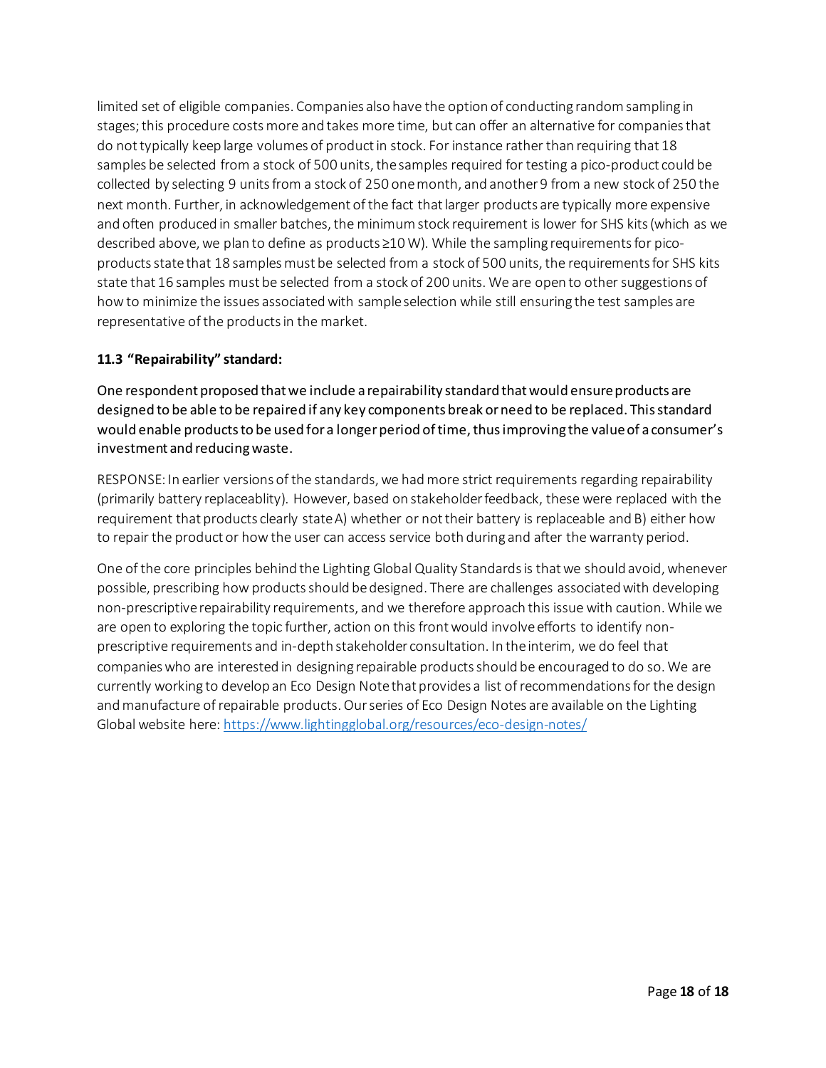limited set of eligible companies. Companies also have the option of conducting random sampling in stages; this procedure costs more and takes more time, but can offer an alternative for companies that do not typically keep large volumes of product in stock. For instance rather than requiring that 18 samples be selected from a stock of 500 units, the samples required for testing a pico-product could be collected by selecting 9 units from a stock of 250 one month, and another 9 from a new stock of 250 the next month. Further, in acknowledgement of the fact that larger products are typically more expensive and often produced in smaller batches, the minimum stock requirement is lower for SHS kits (which as we described above, we plan to define as products ≥10 W). While the sampling requirements for pico-products state that 18 samples must be selected from a stock of 500 units, the requirements for SHS kits state that 16 samples must be selected from a stock of 200 units. We are open to other suggestions of how to minimize the issues associated with sample selection while still ensuring the test samples are representative of the products in the market.

### 11.3 "Repairability" standard:

One respondent proposed that we include a repairability standard that would ensure products are designed to be able to be repaired if any key components break or need to be replaced. This standard would enable products to be used for a longer period of time, thus improving the value of a consumer's investment and reducing waste.

RESPONSE: In earlier versions of the standards, we had more strict requirements regarding repairability (primarily battery replaceablity). However, based on stakeholder feedback, these were replaced with the requirement that products clearly state A) whether or not their battery is replaceable and B) either how to repair the product or how the user can access service both during and after the warranty period.

One of the core principles behind the Lighting Global Quality Standards is that we should avoid, whenever possible, prescribing how products should be designed. There are challenges associated with developing non-prescriptive repairability requirements, and we therefore approach this issue with caution. While we are open to exploring the topic further, action on this front would involve efforts to identify non-prescriptive requirements and in-depth stakeholder consultation. In the interim, we do feel that companies who are interested in designing repairable products should be encouraged to do so. We are currently working to develop an Eco Design Note that provides a list of recommendations for the design and manufacture of repairable products. Our series of Eco Design Notes are available on the Lighting Global website here: https://www.lightingglobal.org/resources/eco-design-notes/